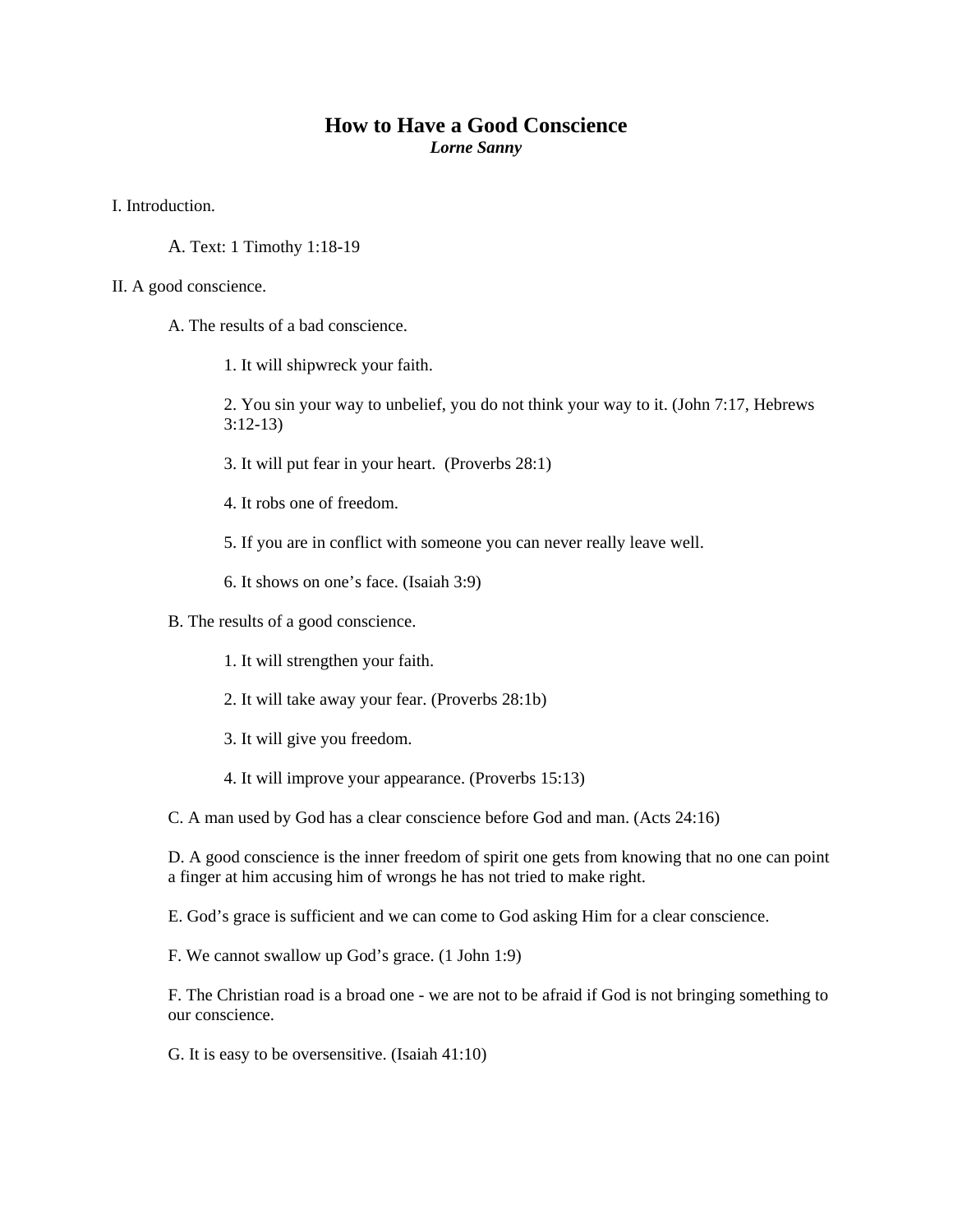# How to Have a Good Conscience

***Lorne Sanny***

I. Introduction.

A. Text: 1 Timothy 1:18-19

II. A good conscience.

A. The results of a bad conscience.

1. It will shipwreck your faith.

2. You sin your way to unbelief, you do not think your way to it. (John 7:17, Hebrews 3:12-13)

3. It will put fear in your heart. (Proverbs 28:1)

4. It robs one of freedom.

5. If you are in conflict with someone you can never really leave well.

6. It shows on one's face. (Isaiah 3:9)

B. The results of a good conscience.

1. It will strengthen your faith.

2. It will take away your fear. (Proverbs 28:1b)

3. It will give you freedom.

4. It will improve your appearance. (Proverbs 15:13)

C. A man used by God has a clear conscience before God and man. (Acts 24:16)

D. A good conscience is the inner freedom of spirit one gets from knowing that no one can point a finger at him accusing him of wrongs he has not tried to make right.

E. God's grace is sufficient and we can come to God asking Him for a clear conscience.

F. We cannot swallow up God's grace. (1 John 1:9)

F. The Christian road is a broad one - we are not to be afraid if God is not bringing something to our conscience.

G. It is easy to be oversensitive. (Isaiah 41:10)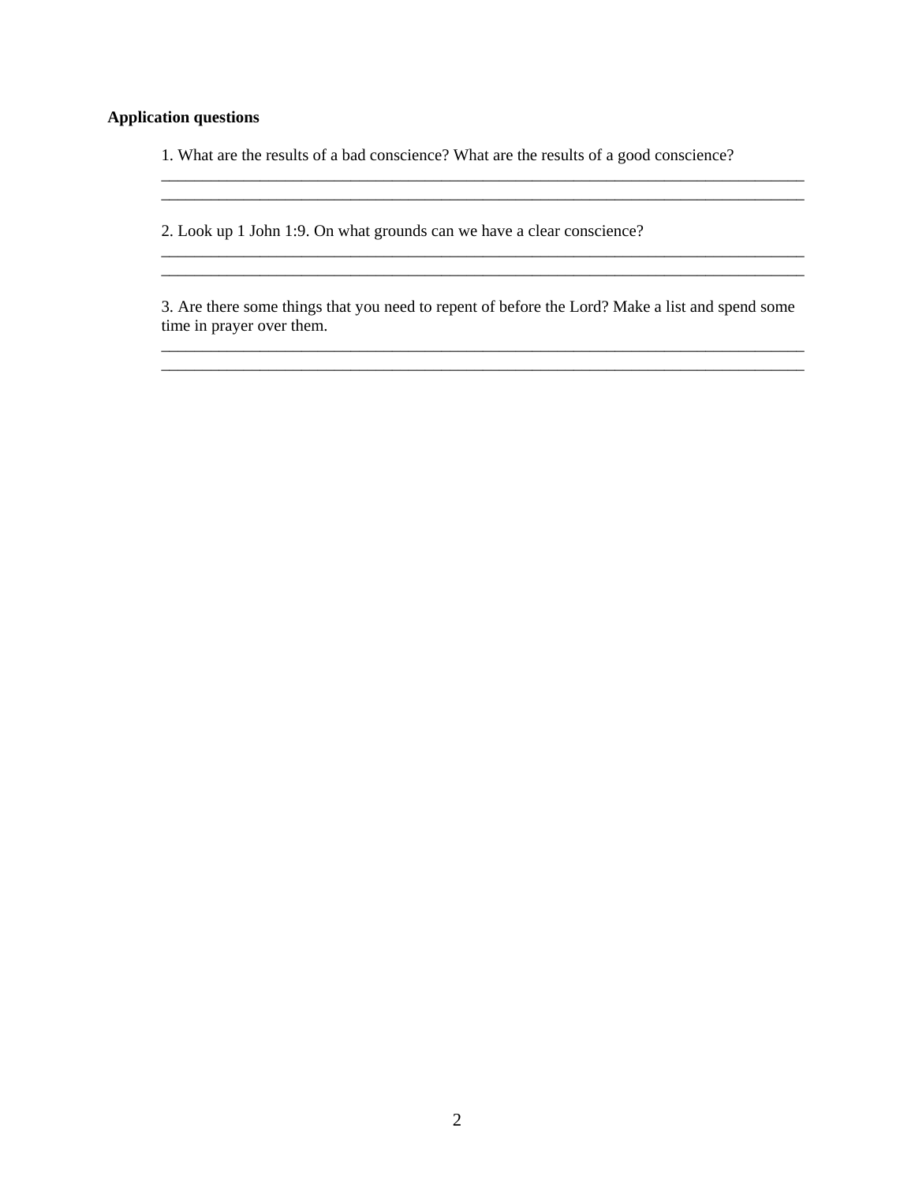**Application questions**

1. What are the results of a bad conscience? What are the results of a good conscience?

___________________________________________________________________________________
___________________________________________________________________________________

2. Look up 1 John 1:9. On what grounds can we have a clear conscience?

___________________________________________________________________________________
___________________________________________________________________________________

3. Are there some things that you need to repent of before the Lord? Make a list and spend some time in prayer over them.

___________________________________________________________________________________
___________________________________________________________________________________